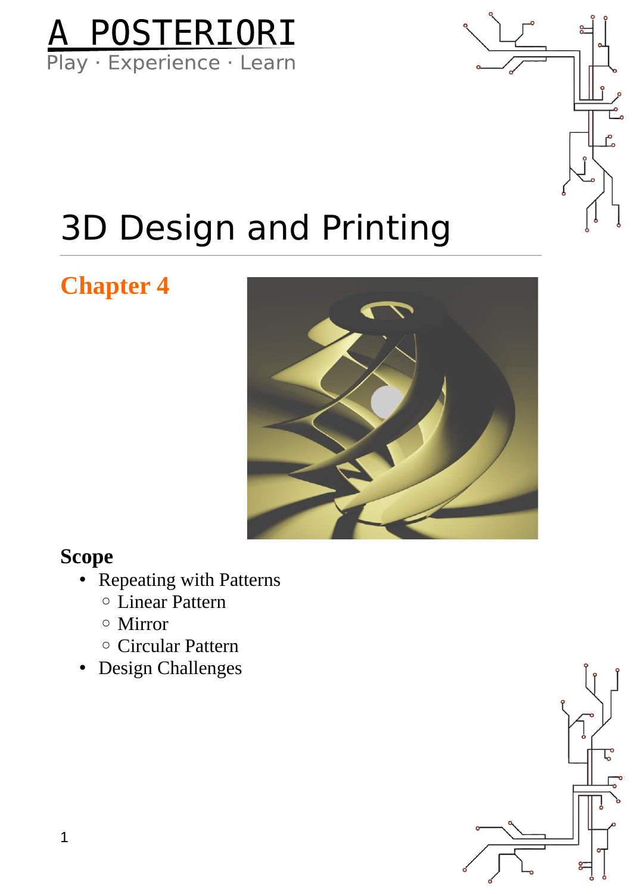# A POSTERIORI

Play · Experience · Learn

# 3D Design and Printing

## Chapter 4

### Scope

- Repeating with Patterns
  - Linear Pattern
  - Mirror
  - Circular Pattern
- Design Challenges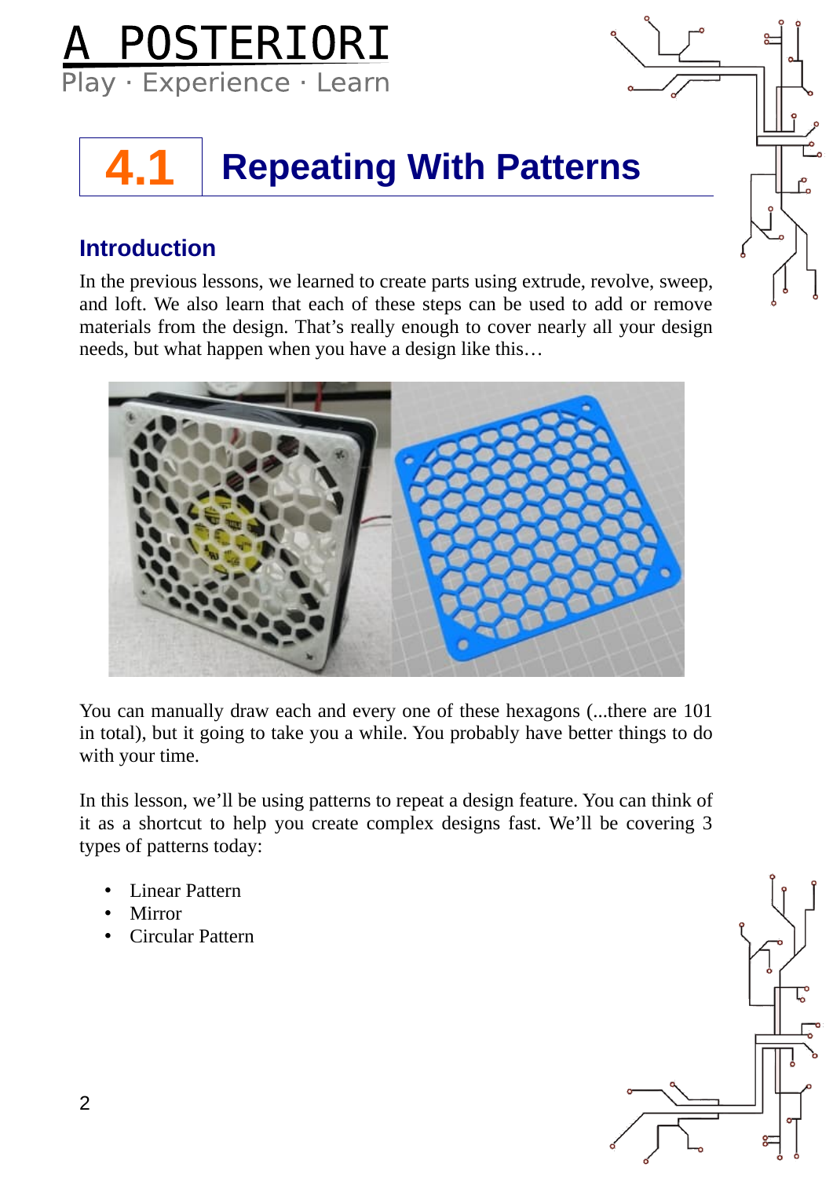# 4.1 Repeating With Patterns

## Introduction

In the previous lessons, we learned to create parts using extrude, revolve, sweep, and loft. We also learn that each of these steps can be used to add or remove materials from the design. That's really enough to cover nearly all your design needs, but what happen when you have a design like this…

You can manually draw each and every one of these hexagons (...there are 101 in total), but it going to take you a while. You probably have better things to do with your time.

In this lesson, we'll be using patterns to repeat a design feature. You can think of it as a shortcut to help you create complex designs fast. We'll be covering 3 types of patterns today:

- Linear Pattern
- Mirror
- Circular Pattern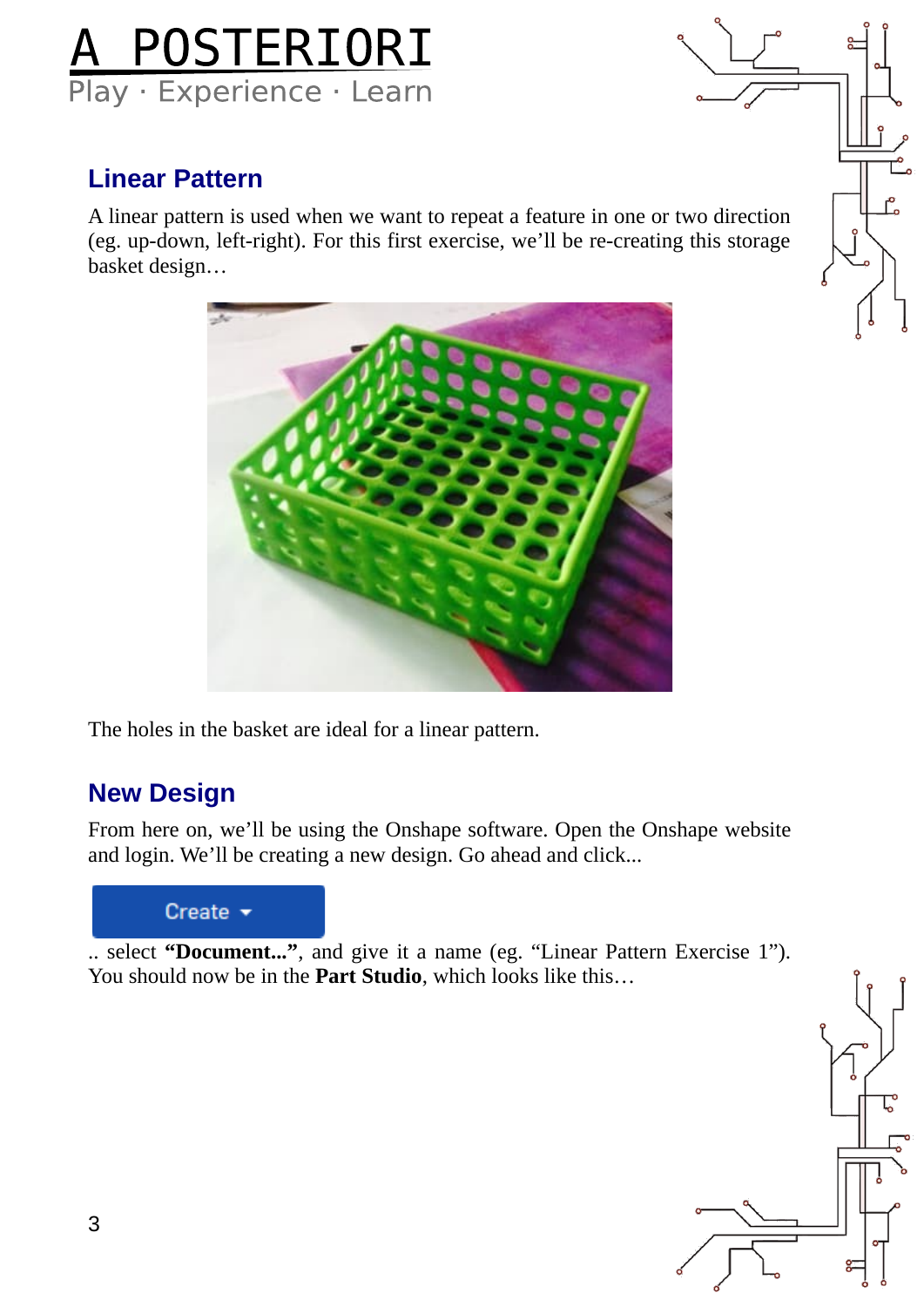## Linear Pattern

A linear pattern is used when we want to repeat a feature in one or two direction (eg. up-down, left-right). For this first exercise, we'll be re-creating this storage basket design…

The holes in the basket are ideal for a linear pattern.

## New Design

From here on, we'll be using the Onshape software. Open the Onshape website and login. We'll be creating a new design. Go ahead and click...

Create ▾

.. select **"Document..."**, and give it a name (eg. "Linear Pattern Exercise 1"). You should now be in the **Part Studio**, which looks like this…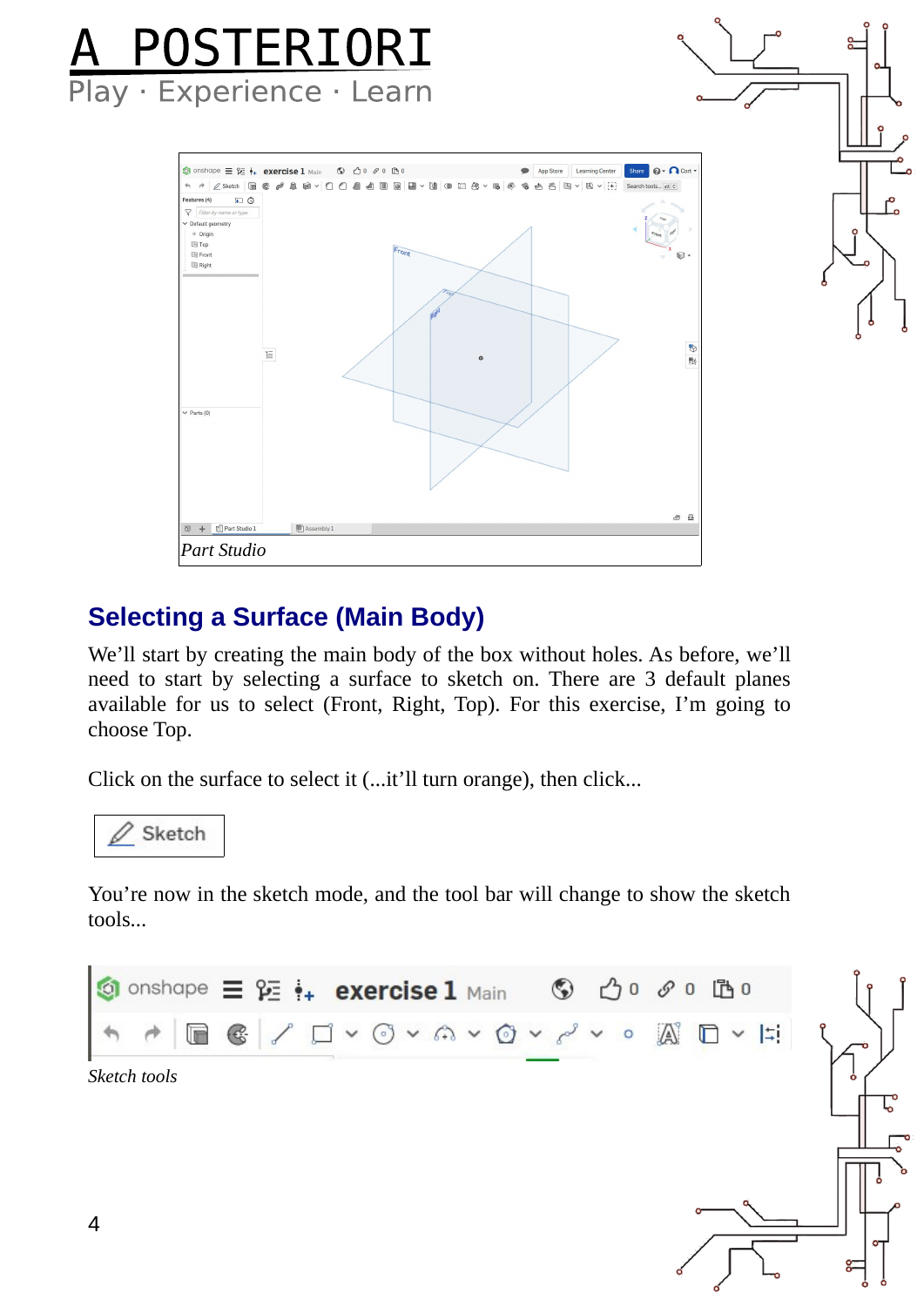# A POSTERIORI

Play · Experience · Learn

*Part Studio*

## Selecting a Surface (Main Body)

We'll start by creating the main body of the box without holes. As before, we'll need to start by selecting a surface to sketch on. There are 3 default planes available for us to select (Front, Right, Top). For this exercise, I'm going to choose Top.

Click on the surface to select it (...it'll turn orange), then click...

Sketch

You're now in the sketch mode, and the tool bar will change to show the sketch tools...

*Sketch tools*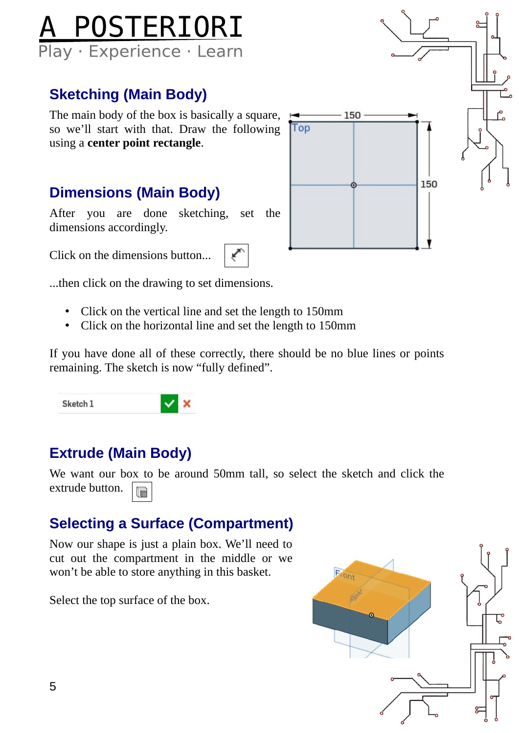# A POSTERIORI

Play · Experience · Learn

## Sketching (Main Body)

The main body of the box is basically a square, so we'll start with that. Draw the following using a **center point rectangle**.

## Dimensions (Main Body)

After you are done sketching, set the dimensions accordingly.

Click on the dimensions button...

...then click on the drawing to set dimensions.

- Click on the vertical line and set the length to 150mm
- Click on the horizontal line and set the length to 150mm

If you have done all of these correctly, there should be no blue lines or points remaining. The sketch is now "fully defined".

## Extrude (Main Body)

We want our box to be around 50mm tall, so select the sketch and click the extrude button.

## Selecting a Surface (Compartment)

Now our shape is just a plain box. We'll need to cut out the compartment in the middle or we won't be able to store anything in this basket.

Select the top surface of the box.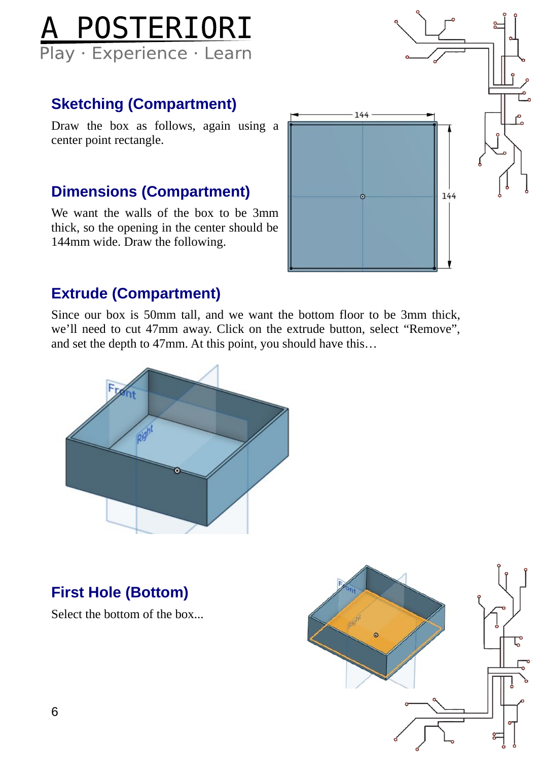## Sketching (Compartment)

Draw the box as follows, again using a center point rectangle.

## Dimensions (Compartment)

We want the walls of the box to be 3mm thick, so the opening in the center should be 144mm wide. Draw the following.

## Extrude (Compartment)

Since our box is 50mm tall, and we want the bottom floor to be 3mm thick, we'll need to cut 47mm away. Click on the extrude button, select “Remove”, and set the depth to 47mm. At this point, you should have this…

## First Hole (Bottom)

Select the bottom of the box...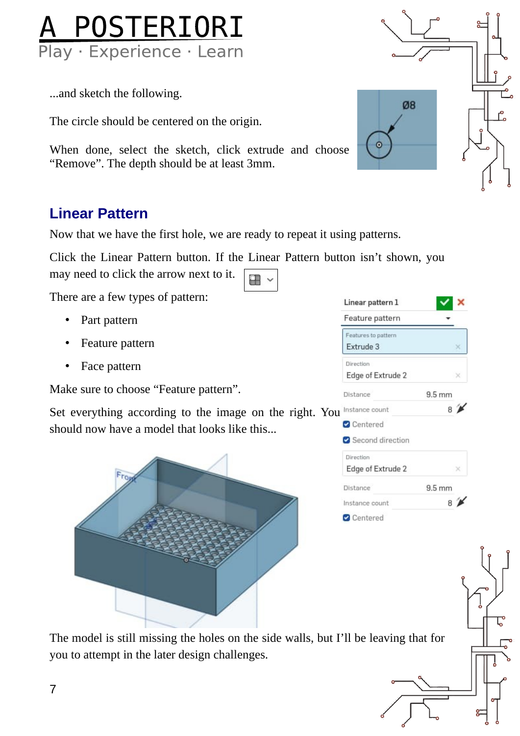...and sketch the following.

The circle should be centered on the origin.

When done, select the sketch, click extrude and choose “Remove”. The depth should be at least 3mm.

## Linear Pattern

Now that we have the first hole, we are ready to repeat it using patterns.

Click the Linear Pattern button. If the Linear Pattern button isn’t shown, you may need to click the arrow next to it.

There are a few types of pattern:

- Part pattern
- Feature pattern
- Face pattern

Make sure to choose “Feature pattern”.

Set everything according to the image on the right. You should now have a model that looks like this...

The model is still missing the holes on the side walls, but I’ll be leaving that for you to attempt in the later design challenges.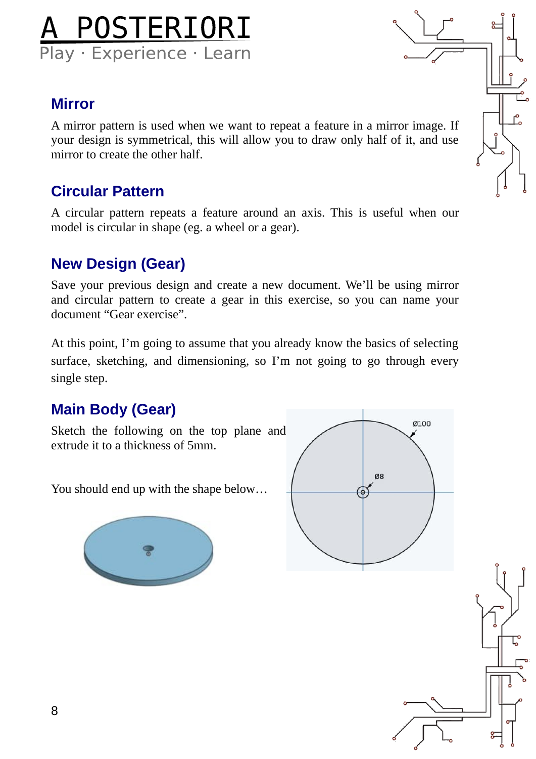## Mirror

A mirror pattern is used when we want to repeat a feature in a mirror image. If your design is symmetrical, this will allow you to draw only half of it, and use mirror to create the other half.

## Circular Pattern

A circular pattern repeats a feature around an axis. This is useful when our model is circular in shape (eg. a wheel or a gear).

## New Design (Gear)

Save your previous design and create a new document. We'll be using mirror and circular pattern to create a gear in this exercise, so you can name your document "Gear exercise".

At this point, I'm going to assume that you already know the basics of selecting surface, sketching, and dimensioning, so I'm not going to go through every single step.

## Main Body (Gear)

Sketch the following on the top plane and extrude it to a thickness of 5mm.

You should end up with the shape below…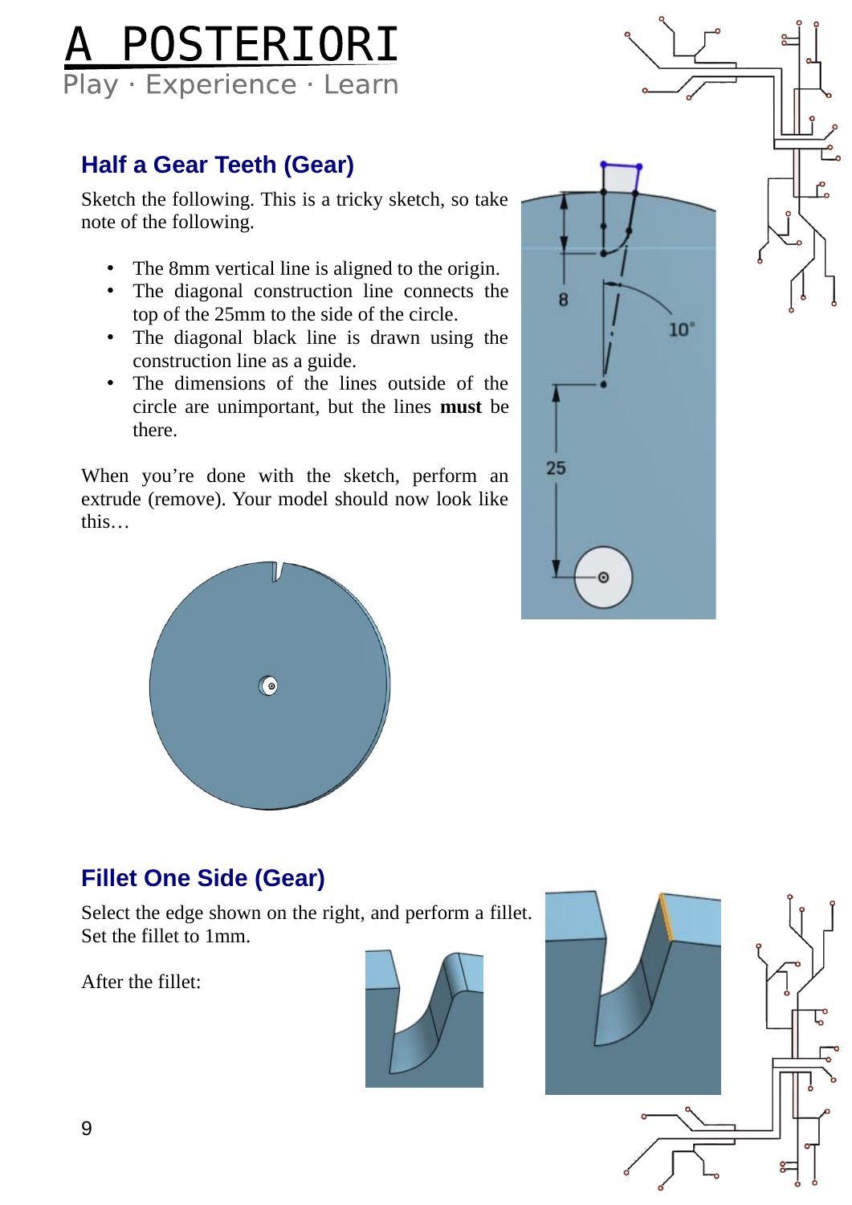## Half a Gear Teeth (Gear)

Sketch the following. This is a tricky sketch, so take note of the following.

- The 8mm vertical line is aligned to the origin.
- The diagonal construction line connects the top of the 25mm to the side of the circle.
- The diagonal black line is drawn using the construction line as a guide.
- The dimensions of the lines outside of the circle are unimportant, but the lines **must** be there.

When you're done with the sketch, perform an extrude (remove). Your model should now look like this…

## Fillet One Side (Gear)

Select the edge shown on the right, and perform a fillet. Set the fillet to 1mm.

After the fillet: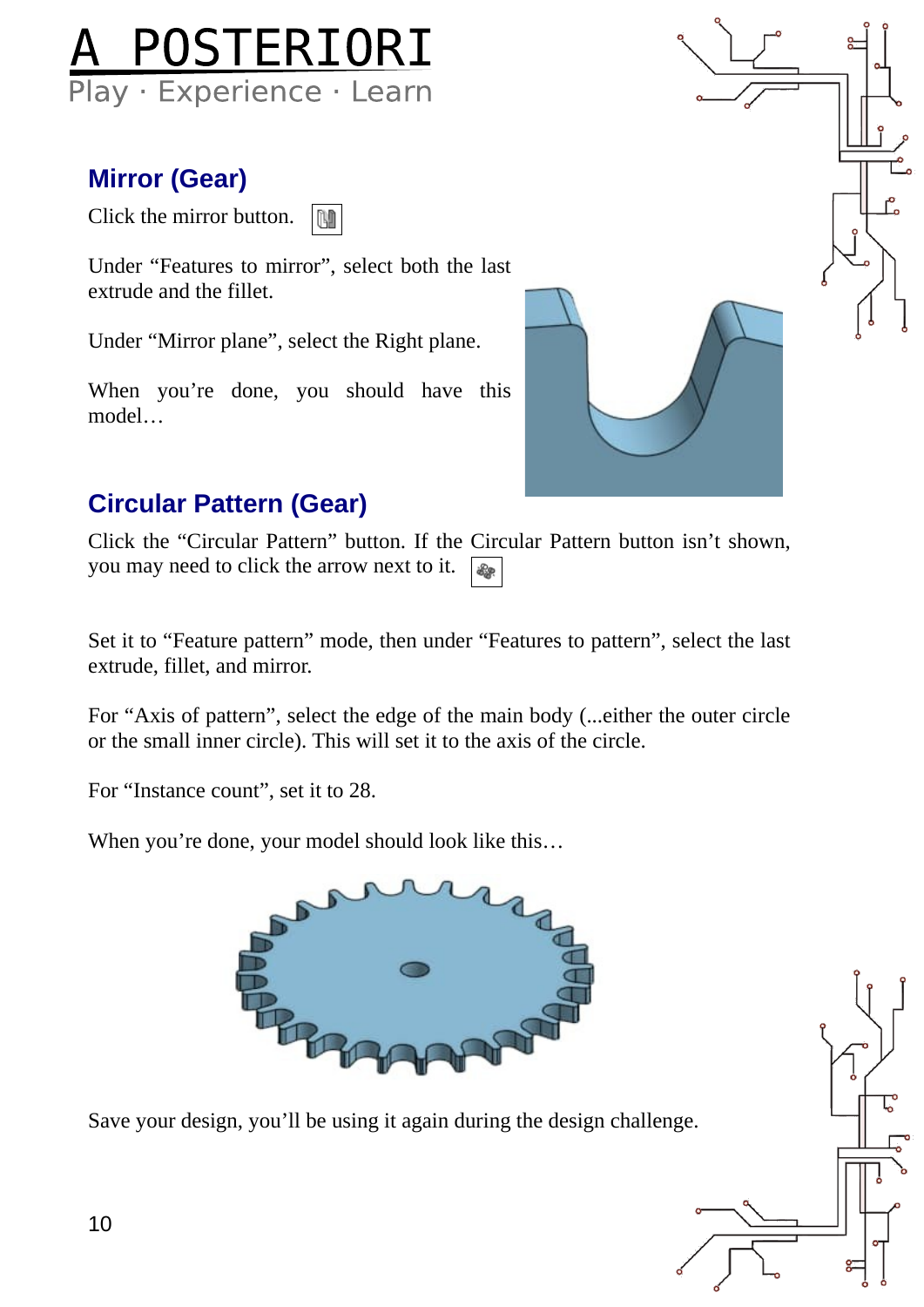## Mirror (Gear)

Click the mirror button.

Under “Features to mirror”, select both the last extrude and the fillet.

Under “Mirror plane”, select the Right plane.

When you’re done, you should have this model…

## Circular Pattern (Gear)

Click the “Circular Pattern” button. If the Circular Pattern button isn’t shown, you may need to click the arrow next to it.

Set it to “Feature pattern” mode, then under “Features to pattern”, select the last extrude, fillet, and mirror.

For “Axis of pattern”, select the edge of the main body (...either the outer circle or the small inner circle). This will set it to the axis of the circle.

For “Instance count”, set it to 28.

When you’re done, your model should look like this…

Save your design, you’ll be using it again during the design challenge.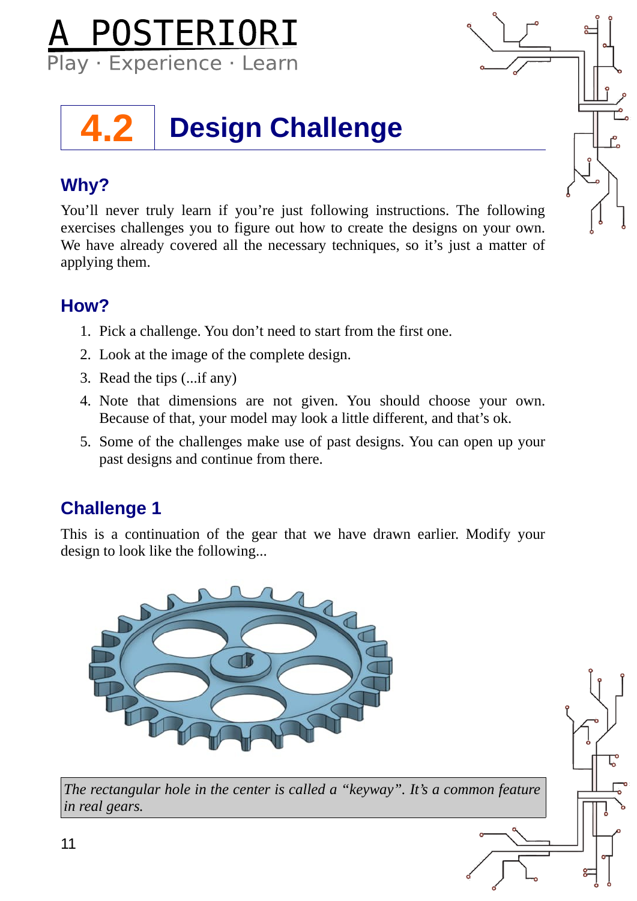# 4.2 Design Challenge

## Why?

You'll never truly learn if you're just following instructions. The following exercises challenges you to figure out how to create the designs on your own. We have already covered all the necessary techniques, so it's just a matter of applying them.

## How?

1. Pick a challenge. You don't need to start from the first one.
2. Look at the image of the complete design.
3. Read the tips (...if any)
4. Note that dimensions are not given. You should choose your own. Because of that, your model may look a little different, and that's ok.
5. Some of the challenges make use of past designs. You can open up your past designs and continue from there.

## Challenge 1

This is a continuation of the gear that we have drawn earlier. Modify your design to look like the following...

*The rectangular hole in the center is called a "keyway". It's a common feature in real gears.*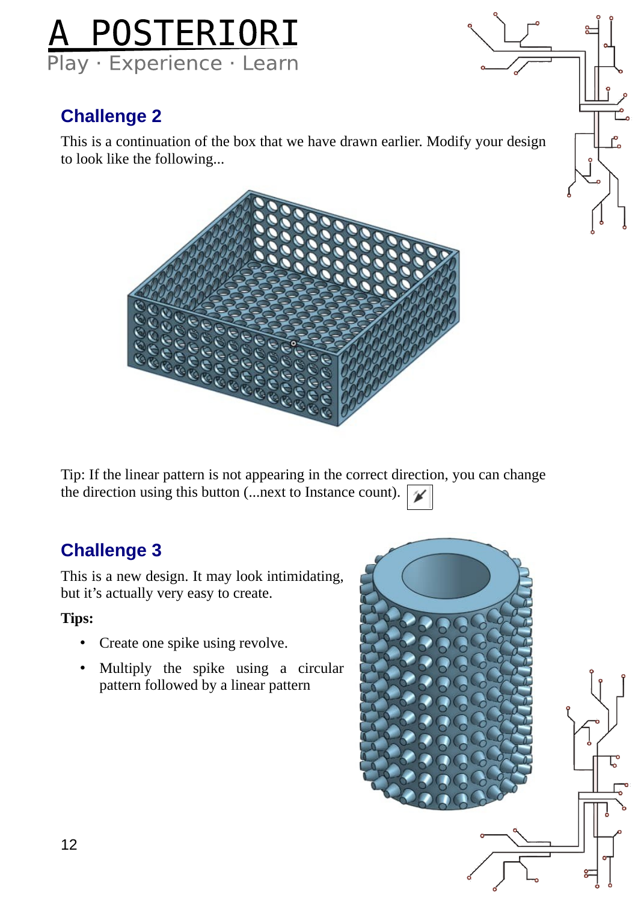# A POSTERIORI

Play · Experience · Learn

## Challenge 2

This is a continuation of the box that we have drawn earlier. Modify your design to look like the following...

Tip: If the linear pattern is not appearing in the correct direction, you can change the direction using this button (...next to Instance count).

## Challenge 3

This is a new design. It may look intimidating, but it's actually very easy to create.

**Tips:**

- Create one spike using revolve.
- Multiply the spike using a circular pattern followed by a linear pattern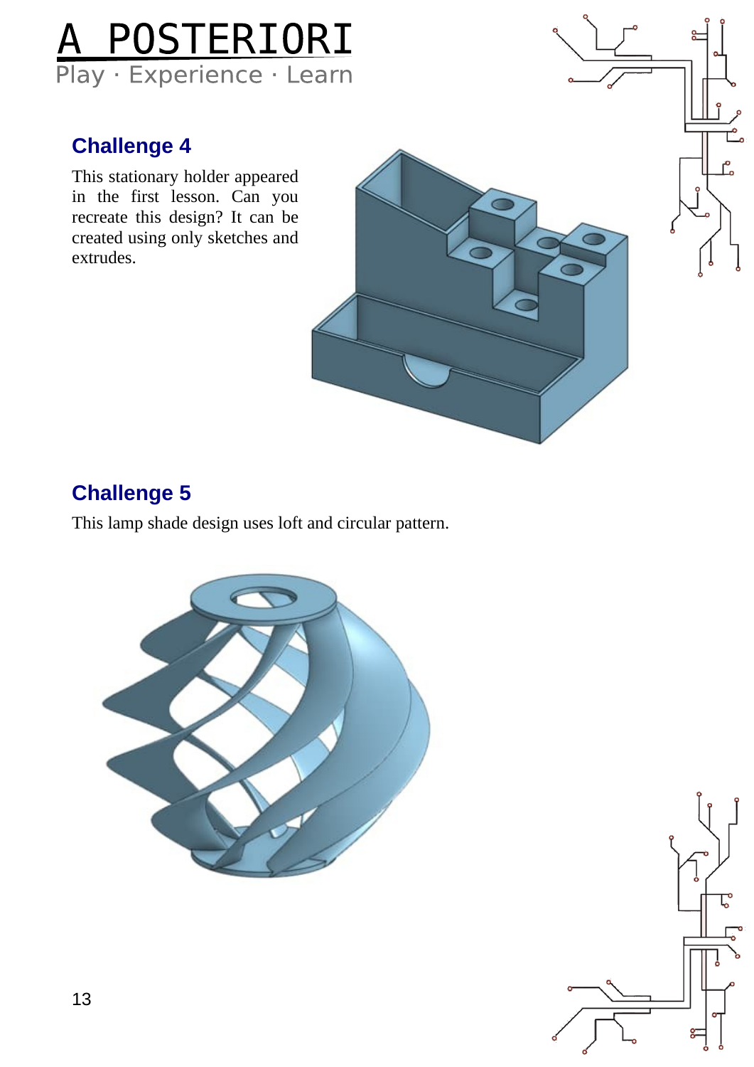# A POSTERIORI

Play · Experience · Learn

## Challenge 4

This stationary holder appeared in the first lesson. Can you recreate this design? It can be created using only sketches and extrudes.

## Challenge 5

This lamp shade design uses loft and circular pattern.